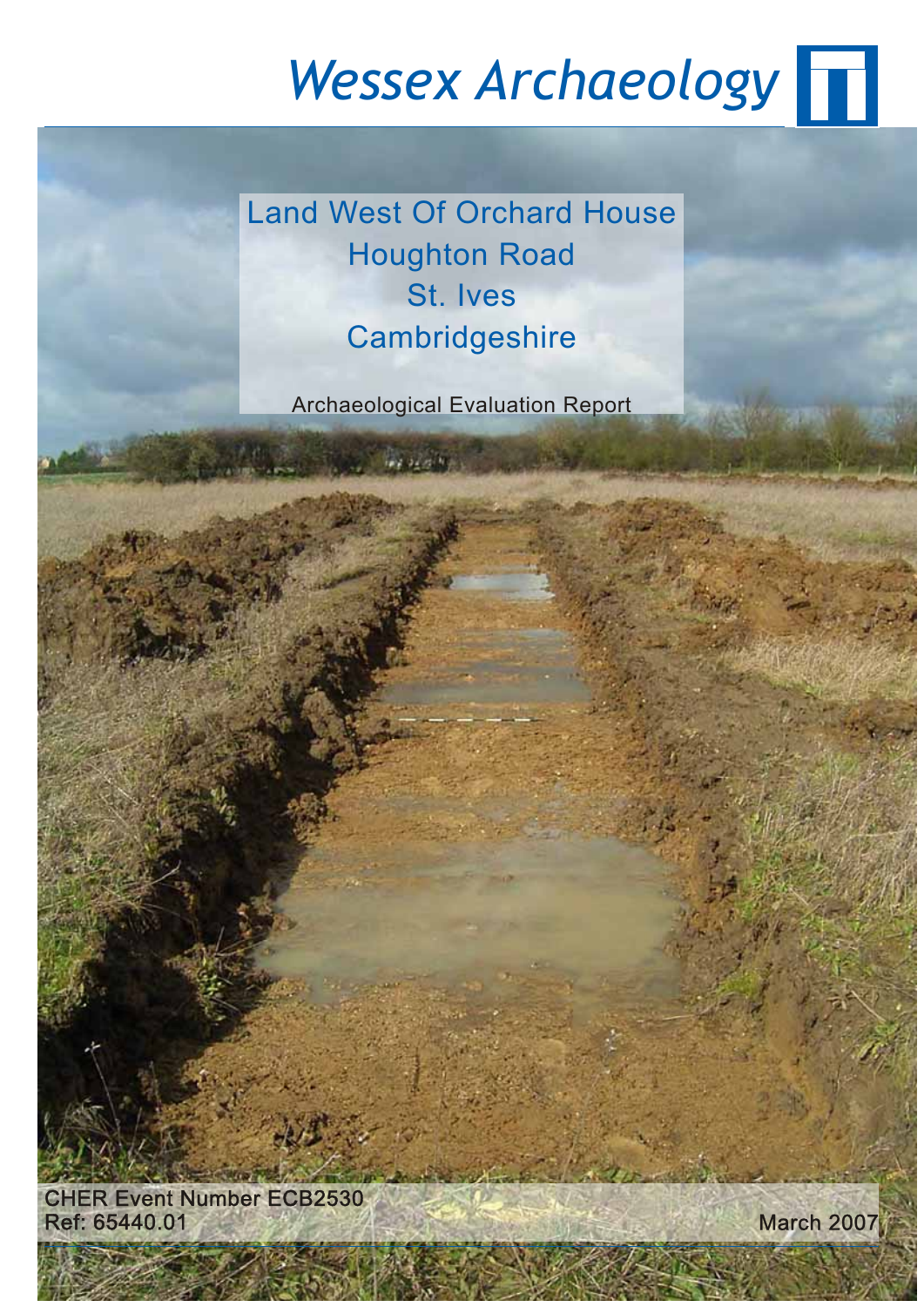Wessex Archaeology

# Land West Of Orchard House Houghton Road St. Ives Cambridgeshire

Archaeological Evaluation Report

CHER Event Number ECB2530
Ref: 65440.01

March 2007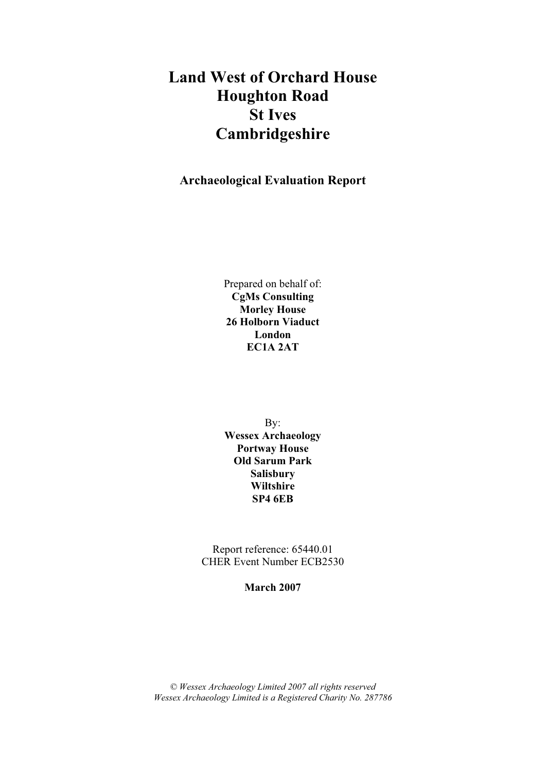# Land West of Orchard House
# Houghton Road
# St Ives
# Cambridgeshire

## Archaeological Evaluation Report

Prepared on behalf of:
**CgMs Consulting**
**Morley House**
**26 Holborn Viaduct**
**London**
**EC1A 2AT**

By:
**Wessex Archaeology**
**Portway House**
**Old Sarum Park**
**Salisbury**
**Wiltshire**
**SP4 6EB**

Report reference: 65440.01
CHER Event Number ECB2530

**March 2007**

*© Wessex Archaeology Limited 2007 all rights reserved*
*Wessex Archaeology Limited is a Registered Charity No. 287786*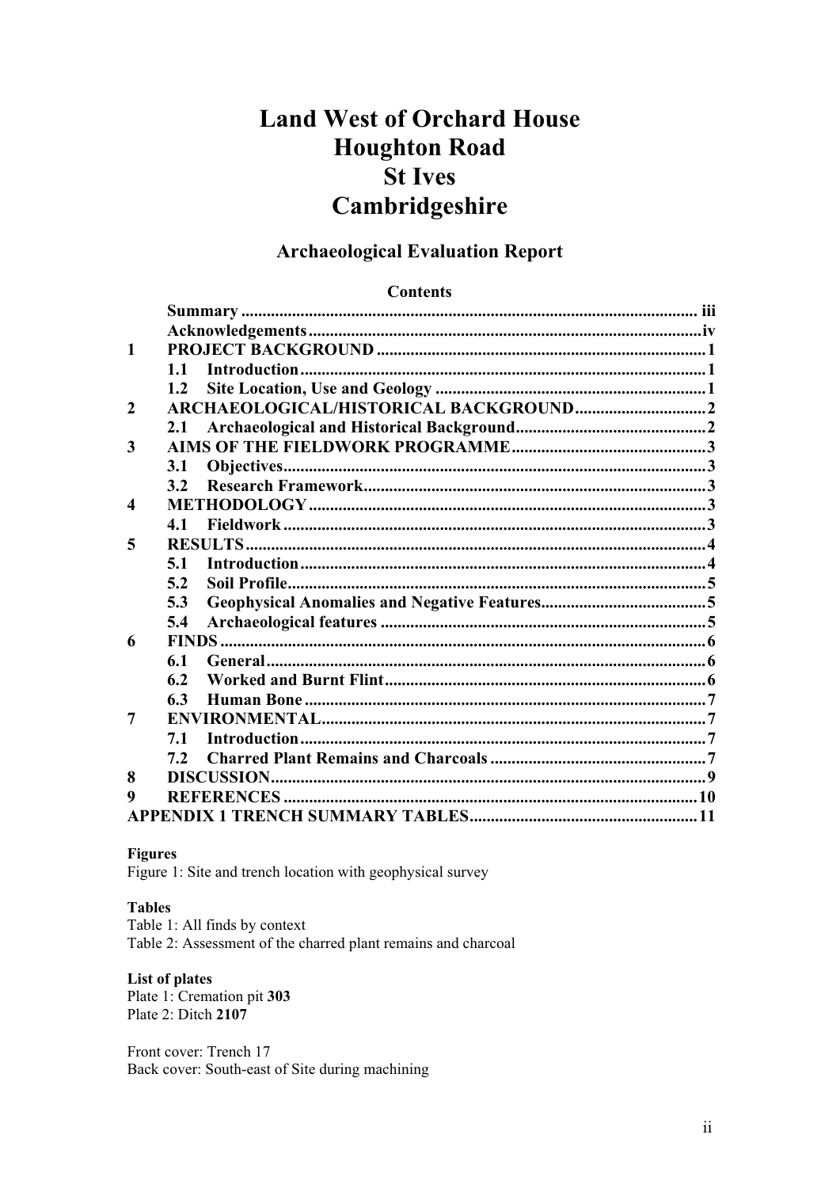# Land West of Orchard House
# Houghton Road
# St Ives
# Cambridgeshire

## Archaeological Evaluation Report

### Contents

| | | |
|---|---|---|
| | **Summary** | **iii** |
| | **Acknowledgements** | **iv** |
| **1** | **PROJECT BACKGROUND** | **1** |
| | **1.1 Introduction** | **1** |
| | **1.2 Site Location, Use and Geology** | **1** |
| **2** | **ARCHAEOLOGICAL/HISTORICAL BACKGROUND** | **2** |
| | **2.1 Archaeological and Historical Background** | **2** |
| **3** | **AIMS OF THE FIELDWORK PROGRAMME** | **3** |
| | **3.1 Objectives** | **3** |
| | **3.2 Research Framework** | **3** |
| **4** | **METHODOLOGY** | **3** |
| | **4.1 Fieldwork** | **3** |
| **5** | **RESULTS** | **4** |
| | **5.1 Introduction** | **4** |
| | **5.2 Soil Profile** | **5** |
| | **5.3 Geophysical Anomalies and Negative Features** | **5** |
| | **5.4 Archaeological features** | **5** |
| **6** | **FINDS** | **6** |
| | **6.1 General** | **6** |
| | **6.2 Worked and Burnt Flint** | **6** |
| | **6.3 Human Bone** | **7** |
| **7** | **ENVIRONMENTAL** | **7** |
| | **7.1 Introduction** | **7** |
| | **7.2 Charred Plant Remains and Charcoals** | **7** |
| **8** | **DISCUSSION** | **9** |
| **9** | **REFERENCES** | **10** |
| | **APPENDIX 1 TRENCH SUMMARY TABLES** | **11** |

**Figures**
Figure 1: Site and trench location with geophysical survey

**Tables**
Table 1: All finds by context
Table 2: Assessment of the charred plant remains and charcoal

**List of plates**
Plate 1: Cremation pit **303**
Plate 2: Ditch **2107**

Front cover: Trench 17
Back cover: South-east of Site during machining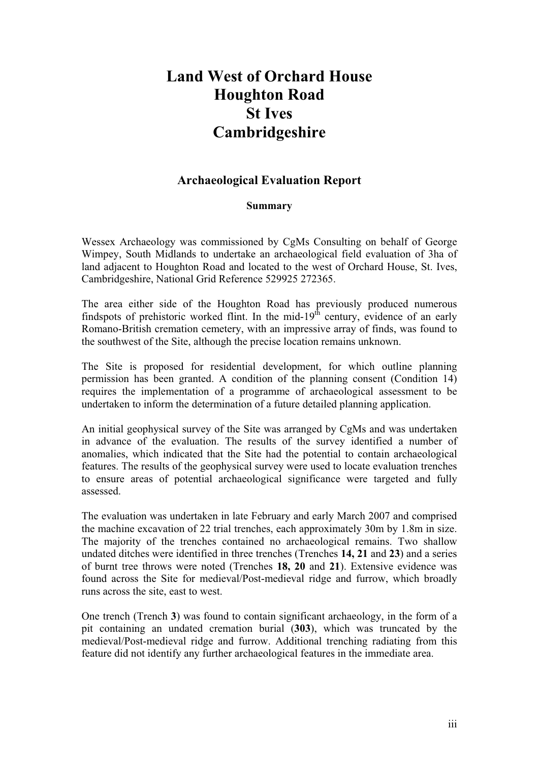# Land West of Orchard House
# Houghton Road
# St Ives
# Cambridgeshire

## Archaeological Evaluation Report

### Summary

Wessex Archaeology was commissioned by CgMs Consulting on behalf of George Wimpey, South Midlands to undertake an archaeological field evaluation of 3ha of land adjacent to Houghton Road and located to the west of Orchard House, St. Ives, Cambridgeshire, National Grid Reference 529925 272365.

The area either side of the Houghton Road has previously produced numerous findspots of prehistoric worked flint. In the mid-19th century, evidence of an early Romano-British cremation cemetery, with an impressive array of finds, was found to the southwest of the Site, although the precise location remains unknown.

The Site is proposed for residential development, for which outline planning permission has been granted. A condition of the planning consent (Condition 14) requires the implementation of a programme of archaeological assessment to be undertaken to inform the determination of a future detailed planning application.

An initial geophysical survey of the Site was arranged by CgMs and was undertaken in advance of the evaluation. The results of the survey identified a number of anomalies, which indicated that the Site had the potential to contain archaeological features. The results of the geophysical survey were used to locate evaluation trenches to ensure areas of potential archaeological significance were targeted and fully assessed.

The evaluation was undertaken in late February and early March 2007 and comprised the machine excavation of 22 trial trenches, each approximately 30m by 1.8m in size. The majority of the trenches contained no archaeological remains. Two shallow undated ditches were identified in three trenches (Trenches **14, 21** and **23**) and a series of burnt tree throws were noted (Trenches **18, 20** and **21**). Extensive evidence was found across the Site for medieval/Post-medieval ridge and furrow, which broadly runs across the site, east to west.

One trench (Trench **3**) was found to contain significant archaeology, in the form of a pit containing an undated cremation burial (**303**), which was truncated by the medieval/Post-medieval ridge and furrow. Additional trenching radiating from this feature did not identify any further archaeological features in the immediate area.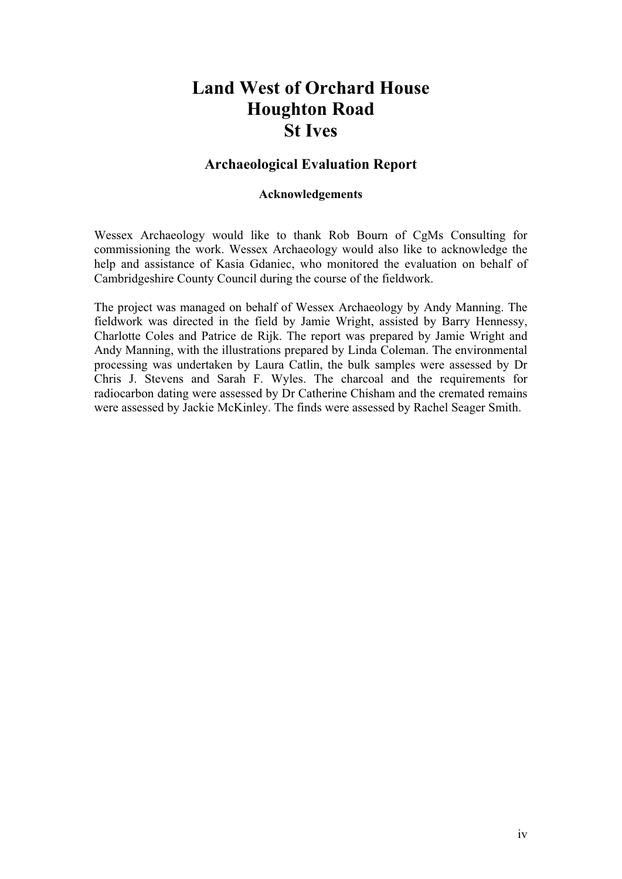# Land West of Orchard House
# Houghton Road
# St Ives

## Archaeological Evaluation Report

### Acknowledgements

Wessex Archaeology would like to thank Rob Bourn of CgMs Consulting for commissioning the work. Wessex Archaeology would also like to acknowledge the help and assistance of Kasia Gdaniec, who monitored the evaluation on behalf of Cambridgeshire County Council during the course of the fieldwork.

The project was managed on behalf of Wessex Archaeology by Andy Manning. The fieldwork was directed in the field by Jamie Wright, assisted by Barry Hennessy, Charlotte Coles and Patrice de Rijk. The report was prepared by Jamie Wright and Andy Manning, with the illustrations prepared by Linda Coleman. The environmental processing was undertaken by Laura Catlin, the bulk samples were assessed by Dr Chris J. Stevens and Sarah F. Wyles. The charcoal and the requirements for radiocarbon dating were assessed by Dr Catherine Chisham and the cremated remains were assessed by Jackie McKinley. The finds were assessed by Rachel Seager Smith.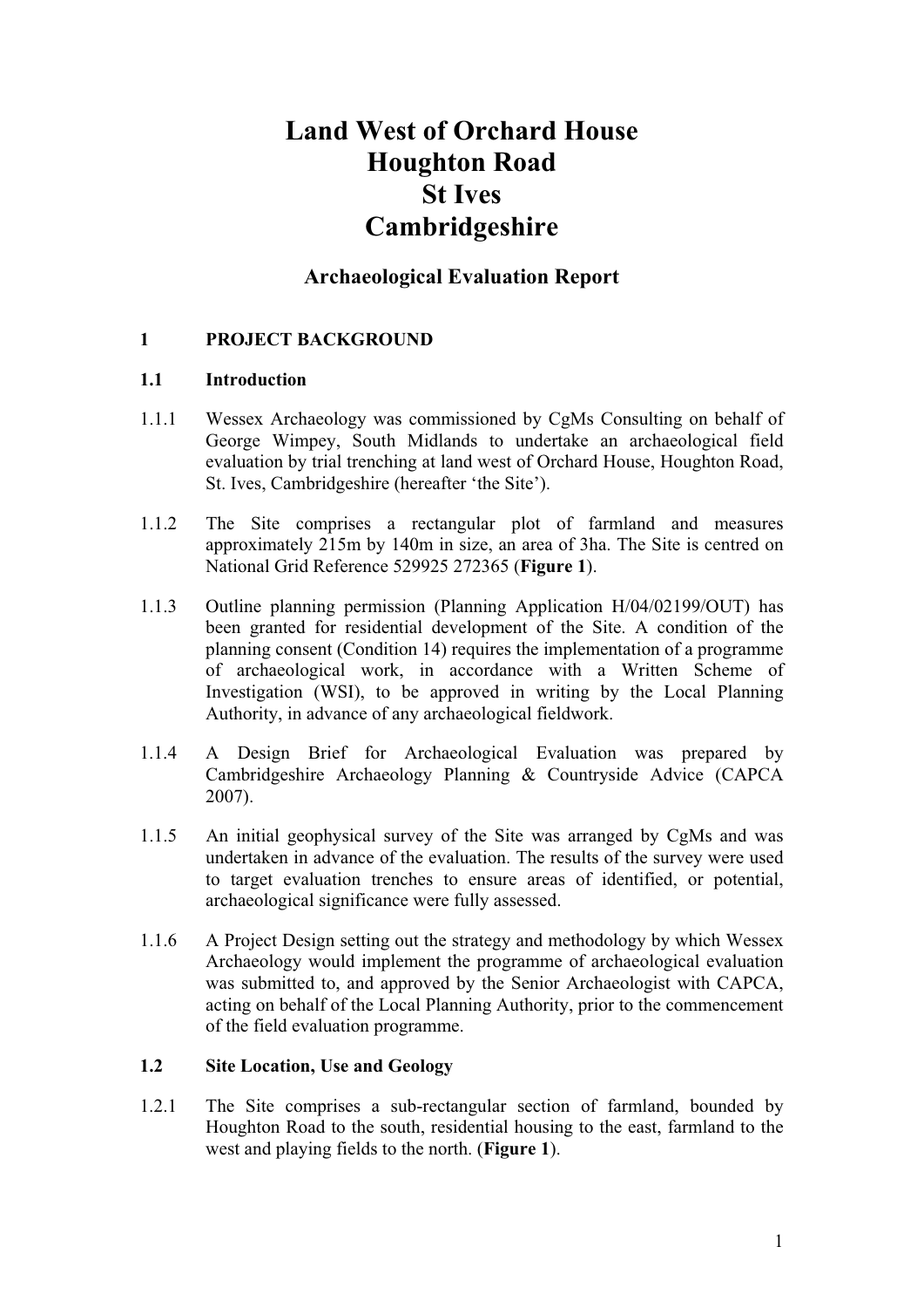# Land West of Orchard House
# Houghton Road
# St Ives
# Cambridgeshire

## Archaeological Evaluation Report

### 1 PROJECT BACKGROUND

#### 1.1 Introduction

1.1.1 Wessex Archaeology was commissioned by CgMs Consulting on behalf of George Wimpey, South Midlands to undertake an archaeological field evaluation by trial trenching at land west of Orchard House, Houghton Road, St. Ives, Cambridgeshire (hereafter 'the Site').

1.1.2 The Site comprises a rectangular plot of farmland and measures approximately 215m by 140m in size, an area of 3ha. The Site is centred on National Grid Reference 529925 272365 (**Figure 1**).

1.1.3 Outline planning permission (Planning Application H/04/02199/OUT) has been granted for residential development of the Site. A condition of the planning consent (Condition 14) requires the implementation of a programme of archaeological work, in accordance with a Written Scheme of Investigation (WSI), to be approved in writing by the Local Planning Authority, in advance of any archaeological fieldwork.

1.1.4 A Design Brief for Archaeological Evaluation was prepared by Cambridgeshire Archaeology Planning & Countryside Advice (CAPCA 2007).

1.1.5 An initial geophysical survey of the Site was arranged by CgMs and was undertaken in advance of the evaluation. The results of the survey were used to target evaluation trenches to ensure areas of identified, or potential, archaeological significance were fully assessed.

1.1.6 A Project Design setting out the strategy and methodology by which Wessex Archaeology would implement the programme of archaeological evaluation was submitted to, and approved by the Senior Archaeologist with CAPCA, acting on behalf of the Local Planning Authority, prior to the commencement of the field evaluation programme.

#### 1.2 Site Location, Use and Geology

1.2.1 The Site comprises a sub-rectangular section of farmland, bounded by Houghton Road to the south, residential housing to the east, farmland to the west and playing fields to the north. (**Figure 1**).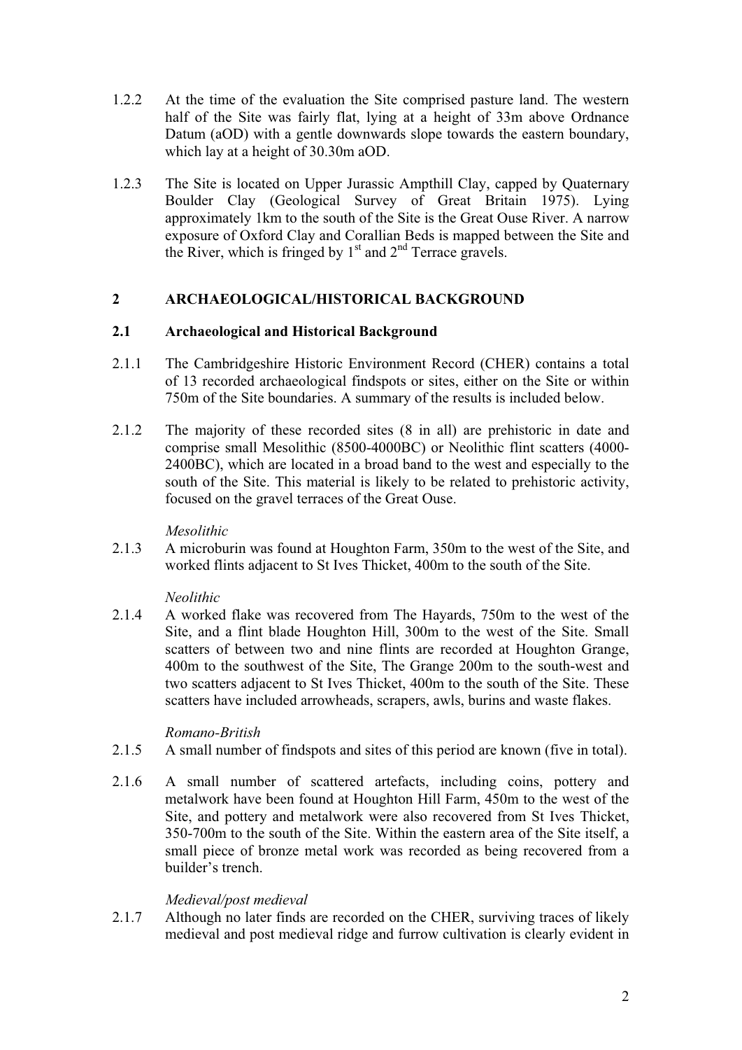1.2.2 At the time of the evaluation the Site comprised pasture land. The western half of the Site was fairly flat, lying at a height of 33m above Ordnance Datum (aOD) with a gentle downwards slope towards the eastern boundary, which lay at a height of 30.30m aOD.

1.2.3 The Site is located on Upper Jurassic Ampthill Clay, capped by Quaternary Boulder Clay (Geological Survey of Great Britain 1975). Lying approximately 1km to the south of the Site is the Great Ouse River. A narrow exposure of Oxford Clay and Corallian Beds is mapped between the Site and the River, which is fringed by 1st and 2nd Terrace gravels.

## 2 ARCHAEOLOGICAL/HISTORICAL BACKGROUND

### 2.1 Archaeological and Historical Background

2.1.1 The Cambridgeshire Historic Environment Record (CHER) contains a total of 13 recorded archaeological findspots or sites, either on the Site or within 750m of the Site boundaries. A summary of the results is included below.

2.1.2 The majority of these recorded sites (8 in all) are prehistoric in date and comprise small Mesolithic (8500-4000BC) or Neolithic flint scatters (4000-2400BC), which are located in a broad band to the west and especially to the south of the Site. This material is likely to be related to prehistoric activity, focused on the gravel terraces of the Great Ouse.

*Mesolithic*

2.1.3 A microburin was found at Houghton Farm, 350m to the west of the Site, and worked flints adjacent to St Ives Thicket, 400m to the south of the Site.

*Neolithic*

2.1.4 A worked flake was recovered from The Hayards, 750m to the west of the Site, and a flint blade Houghton Hill, 300m to the west of the Site. Small scatters of between two and nine flints are recorded at Houghton Grange, 400m to the southwest of the Site, The Grange 200m to the south-west and two scatters adjacent to St Ives Thicket, 400m to the south of the Site. These scatters have included arrowheads, scrapers, awls, burins and waste flakes.

*Romano-British*

2.1.5 A small number of findspots and sites of this period are known (five in total).

2.1.6 A small number of scattered artefacts, including coins, pottery and metalwork have been found at Houghton Hill Farm, 450m to the west of the Site, and pottery and metalwork were also recovered from St Ives Thicket, 350-700m to the south of the Site. Within the eastern area of the Site itself, a small piece of bronze metal work was recorded as being recovered from a builder's trench.

*Medieval/post medieval*

2.1.7 Although no later finds are recorded on the CHER, surviving traces of likely medieval and post medieval ridge and furrow cultivation is clearly evident in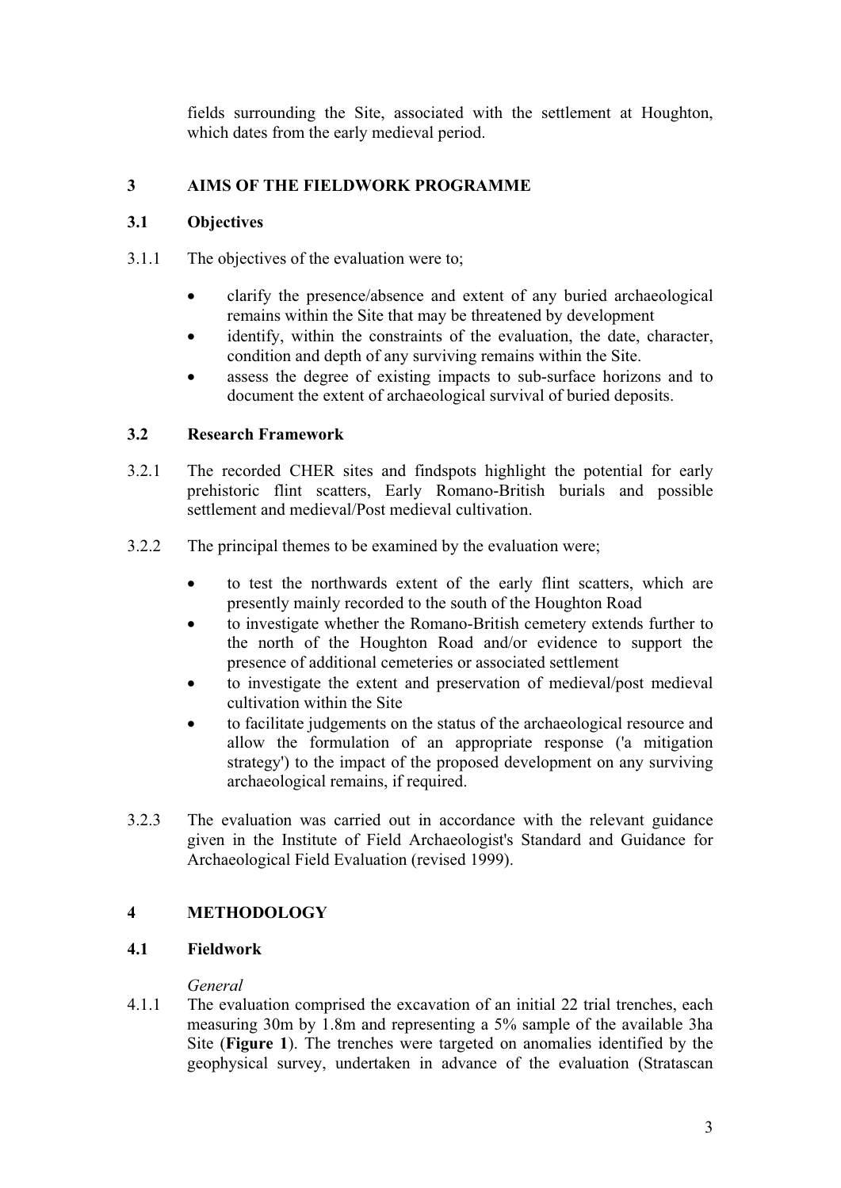fields surrounding the Site, associated with the settlement at Houghton, which dates from the early medieval period.

## 3 AIMS OF THE FIELDWORK PROGRAMME

### 3.1 Objectives

3.1.1 The objectives of the evaluation were to;

- clarify the presence/absence and extent of any buried archaeological remains within the Site that may be threatened by development
- identify, within the constraints of the evaluation, the date, character, condition and depth of any surviving remains within the Site.
- assess the degree of existing impacts to sub-surface horizons and to document the extent of archaeological survival of buried deposits.

### 3.2 Research Framework

3.2.1 The recorded CHER sites and findspots highlight the potential for early prehistoric flint scatters, Early Romano-British burials and possible settlement and medieval/Post medieval cultivation.

3.2.2 The principal themes to be examined by the evaluation were;

- to test the northwards extent of the early flint scatters, which are presently mainly recorded to the south of the Houghton Road
- to investigate whether the Romano-British cemetery extends further to the north of the Houghton Road and/or evidence to support the presence of additional cemeteries or associated settlement
- to investigate the extent and preservation of medieval/post medieval cultivation within the Site
- to facilitate judgements on the status of the archaeological resource and allow the formulation of an appropriate response ('a mitigation strategy') to the impact of the proposed development on any surviving archaeological remains, if required.

3.2.3 The evaluation was carried out in accordance with the relevant guidance given in the Institute of Field Archaeologist's Standard and Guidance for Archaeological Field Evaluation (revised 1999).

## 4 METHODOLOGY

### 4.1 Fieldwork

*General*

4.1.1 The evaluation comprised the excavation of an initial 22 trial trenches, each measuring 30m by 1.8m and representing a 5% sample of the available 3ha Site (**Figure 1**). The trenches were targeted on anomalies identified by the geophysical survey, undertaken in advance of the evaluation (Stratascan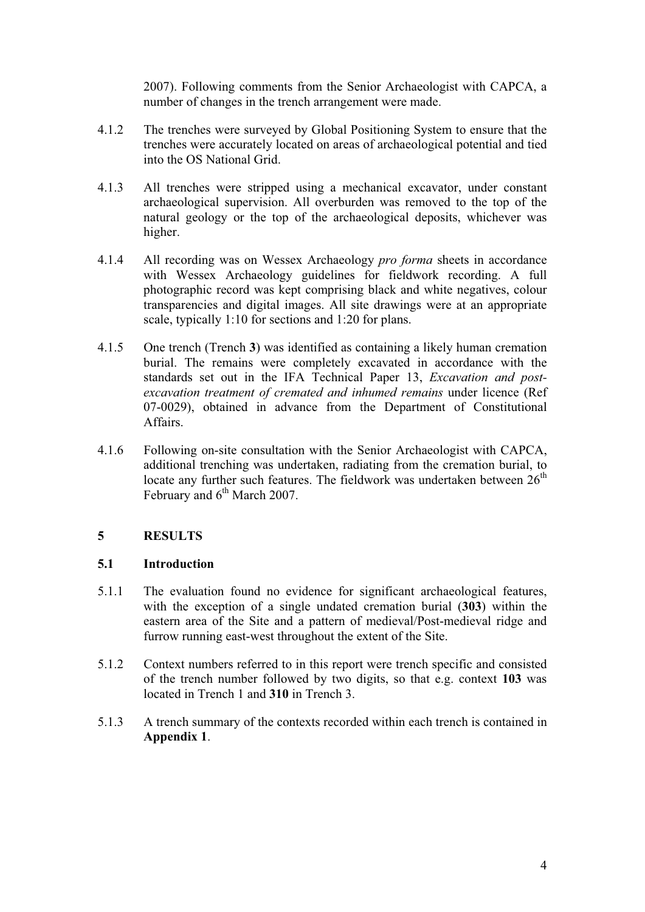2007). Following comments from the Senior Archaeologist with CAPCA, a number of changes in the trench arrangement were made.

4.1.2 The trenches were surveyed by Global Positioning System to ensure that the trenches were accurately located on areas of archaeological potential and tied into the OS National Grid.

4.1.3 All trenches were stripped using a mechanical excavator, under constant archaeological supervision. All overburden was removed to the top of the natural geology or the top of the archaeological deposits, whichever was higher.

4.1.4 All recording was on Wessex Archaeology *pro forma* sheets in accordance with Wessex Archaeology guidelines for fieldwork recording. A full photographic record was kept comprising black and white negatives, colour transparencies and digital images. All site drawings were at an appropriate scale, typically 1:10 for sections and 1:20 for plans.

4.1.5 One trench (Trench **3**) was identified as containing a likely human cremation burial. The remains were completely excavated in accordance with the standards set out in the IFA Technical Paper 13, *Excavation and post-excavation treatment of cremated and inhumed remains* under licence (Ref 07-0029), obtained in advance from the Department of Constitutional Affairs.

4.1.6 Following on-site consultation with the Senior Archaeologist with CAPCA, additional trenching was undertaken, radiating from the cremation burial, to locate any further such features. The fieldwork was undertaken between 26th February and 6th March 2007.

## 5 RESULTS

### 5.1 Introduction

5.1.1 The evaluation found no evidence for significant archaeological features, with the exception of a single undated cremation burial (**303**) within the eastern area of the Site and a pattern of medieval/Post-medieval ridge and furrow running east-west throughout the extent of the Site.

5.1.2 Context numbers referred to in this report were trench specific and consisted of the trench number followed by two digits, so that e.g. context **103** was located in Trench 1 and **310** in Trench 3.

5.1.3 A trench summary of the contexts recorded within each trench is contained in **Appendix 1**.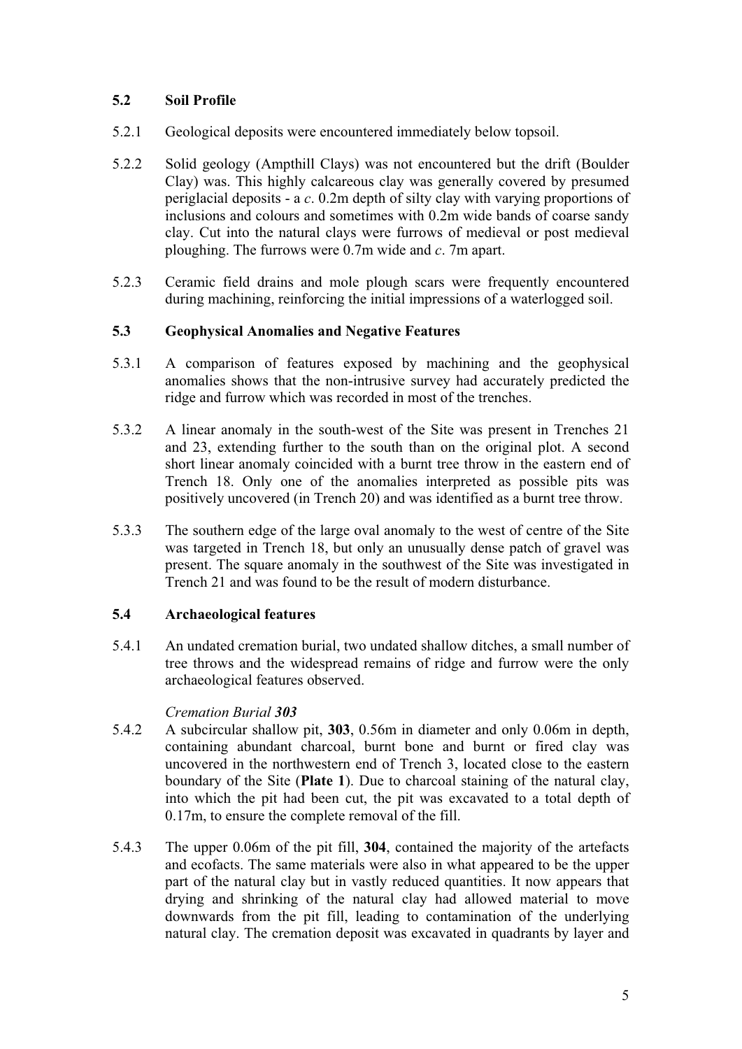## 5.2 Soil Profile

5.2.1 Geological deposits were encountered immediately below topsoil.

5.2.2 Solid geology (Ampthill Clays) was not encountered but the drift (Boulder Clay) was. This highly calcareous clay was generally covered by presumed periglacial deposits - a *c*. 0.2m depth of silty clay with varying proportions of inclusions and colours and sometimes with 0.2m wide bands of coarse sandy clay. Cut into the natural clays were furrows of medieval or post medieval ploughing. The furrows were 0.7m wide and *c*. 7m apart.

5.2.3 Ceramic field drains and mole plough scars were frequently encountered during machining, reinforcing the initial impressions of a waterlogged soil.

## 5.3 Geophysical Anomalies and Negative Features

5.3.1 A comparison of features exposed by machining and the geophysical anomalies shows that the non-intrusive survey had accurately predicted the ridge and furrow which was recorded in most of the trenches.

5.3.2 A linear anomaly in the south-west of the Site was present in Trenches 21 and 23, extending further to the south than on the original plot. A second short linear anomaly coincided with a burnt tree throw in the eastern end of Trench 18. Only one of the anomalies interpreted as possible pits was positively uncovered (in Trench 20) and was identified as a burnt tree throw.

5.3.3 The southern edge of the large oval anomaly to the west of centre of the Site was targeted in Trench 18, but only an unusually dense patch of gravel was present. The square anomaly in the southwest of the Site was investigated in Trench 21 and was found to be the result of modern disturbance.

## 5.4 Archaeological features

5.4.1 An undated cremation burial, two undated shallow ditches, a small number of tree throws and the widespread remains of ridge and furrow were the only archaeological features observed.

*Cremation Burial **303***

5.4.2 A subcircular shallow pit, **303**, 0.56m in diameter and only 0.06m in depth, containing abundant charcoal, burnt bone and burnt or fired clay was uncovered in the northwestern end of Trench 3, located close to the eastern boundary of the Site (**Plate 1**). Due to charcoal staining of the natural clay, into which the pit had been cut, the pit was excavated to a total depth of 0.17m, to ensure the complete removal of the fill.

5.4.3 The upper 0.06m of the pit fill, **304**, contained the majority of the artefacts and ecofacts. The same materials were also in what appeared to be the upper part of the natural clay but in vastly reduced quantities. It now appears that drying and shrinking of the natural clay had allowed material to move downwards from the pit fill, leading to contamination of the underlying natural clay. The cremation deposit was excavated in quadrants by layer and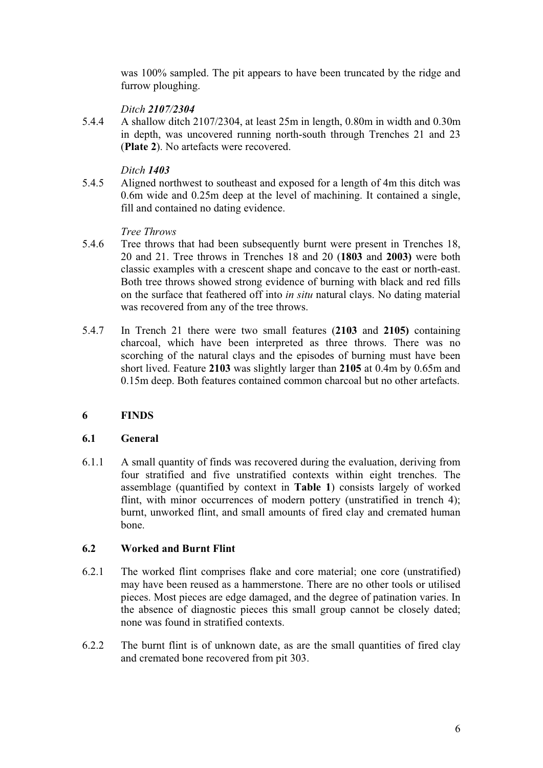was 100% sampled. The pit appears to have been truncated by the ridge and furrow ploughing.

*Ditch **2107/2304***

5.4.4 A shallow ditch 2107/2304, at least 25m in length, 0.80m in width and 0.30m in depth, was uncovered running north-south through Trenches 21 and 23 (**Plate 2**). No artefacts were recovered.

*Ditch **1403***

5.4.5 Aligned northwest to southeast and exposed for a length of 4m this ditch was 0.6m wide and 0.25m deep at the level of machining. It contained a single, fill and contained no dating evidence.

*Tree Throws*

5.4.6 Tree throws that had been subsequently burnt were present in Trenches 18, 20 and 21. Tree throws in Trenches 18 and 20 (**1803** and **2003)** were both classic examples with a crescent shape and concave to the east or north-east. Both tree throws showed strong evidence of burning with black and red fills on the surface that feathered off into *in situ* natural clays. No dating material was recovered from any of the tree throws.

5.4.7 In Trench 21 there were two small features (**2103** and **2105)** containing charcoal, which have been interpreted as three throws. There was no scorching of the natural clays and the episodes of burning must have been short lived. Feature **2103** was slightly larger than **2105** at 0.4m by 0.65m and 0.15m deep. Both features contained common charcoal but no other artefacts.

## 6 FINDS

### 6.1 General

6.1.1 A small quantity of finds was recovered during the evaluation, deriving from four stratified and five unstratified contexts within eight trenches. The assemblage (quantified by context in **Table 1**) consists largely of worked flint, with minor occurrences of modern pottery (unstratified in trench 4); burnt, unworked flint, and small amounts of fired clay and cremated human bone.

### 6.2 Worked and Burnt Flint

6.2.1 The worked flint comprises flake and core material; one core (unstratified) may have been reused as a hammerstone. There are no other tools or utilised pieces. Most pieces are edge damaged, and the degree of patination varies. In the absence of diagnostic pieces this small group cannot be closely dated; none was found in stratified contexts.

6.2.2 The burnt flint is of unknown date, as are the small quantities of fired clay and cremated bone recovered from pit 303.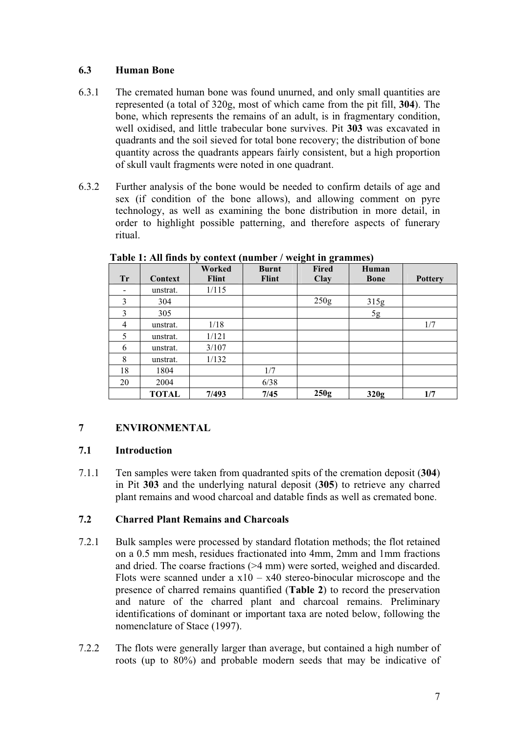### 6.3 Human Bone

6.3.1 The cremated human bone was found unurned, and only small quantities are represented (a total of 320g, most of which came from the pit fill, **304**). The bone, which represents the remains of an adult, is in fragmentary condition, well oxidised, and little trabecular bone survives. Pit **303** was excavated in quadrants and the soil sieved for total bone recovery; the distribution of bone quantity across the quadrants appears fairly consistent, but a high proportion of skull vault fragments were noted in one quadrant.

6.3.2 Further analysis of the bone would be needed to confirm details of age and sex (if condition of the bone allows), and allowing comment on pyre technology, as well as examining the bone distribution in more detail, in order to highlight possible patterning, and therefore aspects of funerary ritual.

**Table 1: All finds by context (number / weight in grammes)**

| Tr | Context | Worked Flint | Burnt Flint | Fired Clay | Human Bone | Pottery |
|---|---|---|---|---|---|---|
| - | unstrat. | 1/115 | | | | |
| 3 | 304 | | | 250g | 315g | |
| 3 | 305 | | | | 5g | |
| 4 | unstrat. | 1/18 | | | | 1/7 |
| 5 | unstrat. | 1/121 | | | | |
| 6 | unstrat. | 3/107 | | | | |
| 8 | unstrat. | 1/132 | | | | |
| 18 | 1804 | | 1/7 | | | |
| 20 | 2004 | | 6/38 | | | |
| | **TOTAL** | **7/493** | **7/45** | **250g** | **320g** | **1/7** |

## 7 ENVIRONMENTAL

### 7.1 Introduction

7.1.1 Ten samples were taken from quadranted spits of the cremation deposit (**304**) in Pit **303** and the underlying natural deposit (**305**) to retrieve any charred plant remains and wood charcoal and datable finds as well as cremated bone.

### 7.2 Charred Plant Remains and Charcoals

7.2.1 Bulk samples were processed by standard flotation methods; the flot retained on a 0.5 mm mesh, residues fractionated into 4mm, 2mm and 1mm fractions and dried. The coarse fractions (>4 mm) were sorted, weighed and discarded. Flots were scanned under a x10 – x40 stereo-binocular microscope and the presence of charred remains quantified (**Table 2**) to record the preservation and nature of the charred plant and charcoal remains. Preliminary identifications of dominant or important taxa are noted below, following the nomenclature of Stace (1997).

7.2.2 The flots were generally larger than average, but contained a high number of roots (up to 80%) and probable modern seeds that may be indicative of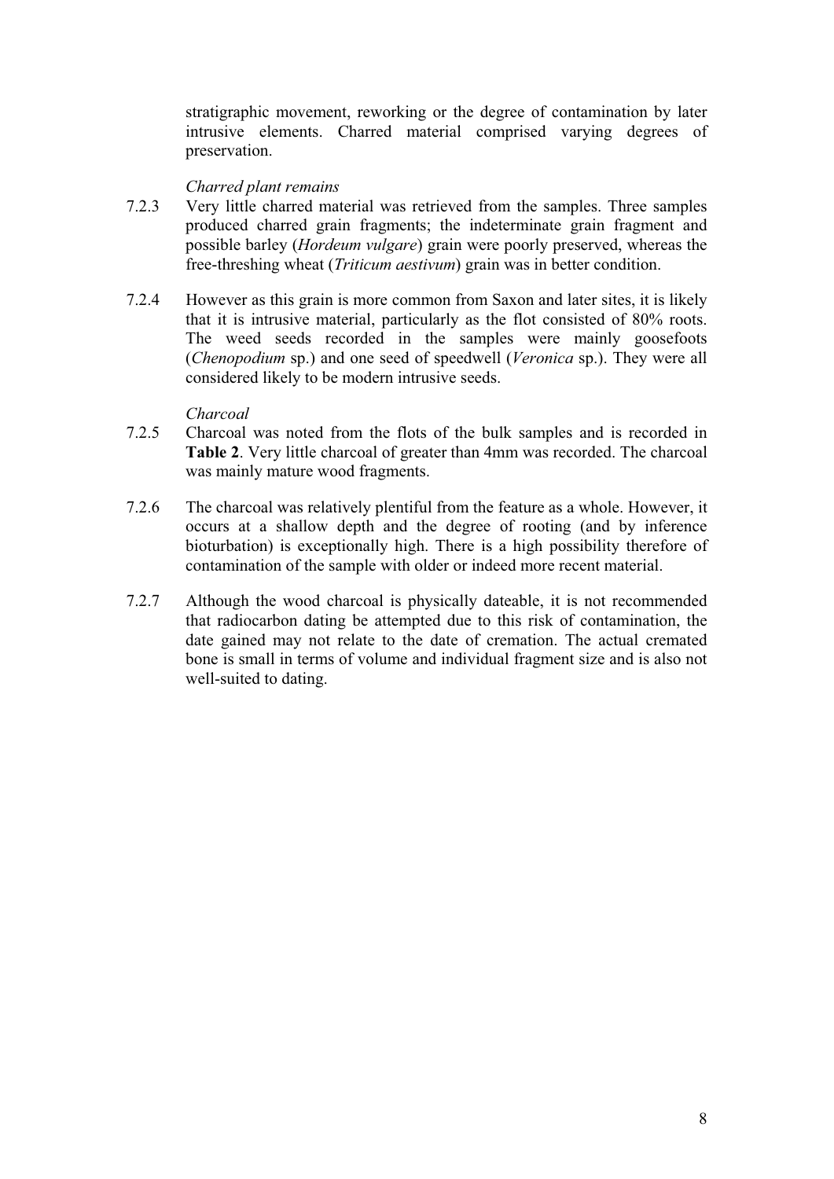stratigraphic movement, reworking or the degree of contamination by later intrusive elements. Charred material comprised varying degrees of preservation.

*Charred plant remains*

7.2.3 Very little charred material was retrieved from the samples. Three samples produced charred grain fragments; the indeterminate grain fragment and possible barley (*Hordeum vulgare*) grain were poorly preserved, whereas the free-threshing wheat (*Triticum aestivum*) grain was in better condition.

7.2.4 However as this grain is more common from Saxon and later sites, it is likely that it is intrusive material, particularly as the flot consisted of 80% roots. The weed seeds recorded in the samples were mainly goosefoots (*Chenopodium* sp.) and one seed of speedwell (*Veronica* sp.). They were all considered likely to be modern intrusive seeds.

*Charcoal*

7.2.5 Charcoal was noted from the flots of the bulk samples and is recorded in **Table 2**. Very little charcoal of greater than 4mm was recorded. The charcoal was mainly mature wood fragments.

7.2.6 The charcoal was relatively plentiful from the feature as a whole. However, it occurs at a shallow depth and the degree of rooting (and by inference bioturbation) is exceptionally high. There is a high possibility therefore of contamination of the sample with older or indeed more recent material.

7.2.7 Although the wood charcoal is physically dateable, it is not recommended that radiocarbon dating be attempted due to this risk of contamination, the date gained may not relate to the date of cremation. The actual cremated bone is small in terms of volume and individual fragment size and is also not well-suited to dating.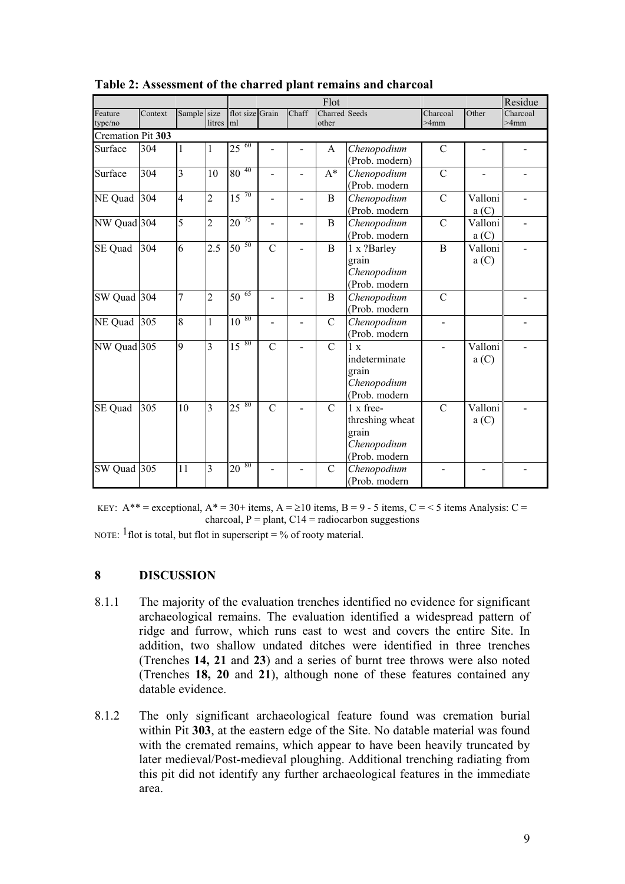**Table 2: Assessment of the charred plant remains and charcoal**

| | | | | Flot | | | | | | | Residue |
|---|---|---|---|---|---|---|---|---|---|---|---|
| Feature type/no | Context | Sample | size litres | flot size ml | Grain | Chaff | Charred other | Seeds | Charcoal >4mm | Other | Charcoal >4mm |
| Cremation Pit **303** | | | | | | | | | | | |
| Surface | 304 | 1 | 1 | 25 [60] | - | - | A | *Chenopodium* (Prob. modern) | C | - | - |
| Surface | 304 | 3 | 10 | 80 [40] | - | - | A* | *Chenopodium* (Prob. modern | C | - | - |
| NE Quad | 304 | 4 | 2 | 15 [70] | - | - | B | *Chenopodium* (Prob. modern | C | Valloni a (C) | - |
| NW Quad | 304 | 5 | 2 | 20 [75] | - | - | B | *Chenopodium* (Prob. modern | C | Valloni a (C) | - |
| SE Quad | 304 | 6 | 2.5 | 50 [50] | C | - | B | 1 x ?Barley grain *Chenopodium* (Prob. modern | B | Valloni a (C) | - |
| SW Quad | 304 | 7 | 2 | 50 [65] | - | - | B | *Chenopodium* (Prob. modern | C | | - |
| NE Quad | 305 | 8 | 1 | 10 [80] | - | - | C | *Chenopodium* (Prob. modern | - | | - |
| NW Quad | 305 | 9 | 3 | 15 [80] | C | - | C | 1 x indeterminate grain *Chenopodium* (Prob. modern | - | Valloni a (C) | - |
| SE Quad | 305 | 10 | 3 | 25 [80] | C | - | C | 1 x free-threshing wheat grain *Chenopodium* (Prob. modern | C | Valloni a (C) | - |
| SW Quad | 305 | 11 | 3 | 20 [80] | - | - | C | *Chenopodium* (Prob. modern | - | - | - |

KEY: A** = exceptional, A* = 30+ items, A = ≥10 items, B = 9 - 5 items, C = < 5 items Analysis: C = charcoal, P = plant, C14 = radiocarbon suggestions

NOTE: [1]flot is total, but flot in superscript = % of rooty material.

## 8 DISCUSSION

8.1.1 The majority of the evaluation trenches identified no evidence for significant archaeological remains. The evaluation identified a widespread pattern of ridge and furrow, which runs east to west and covers the entire Site. In addition, two shallow undated ditches were identified in three trenches (Trenches **14, 21** and **23**) and a series of burnt tree throws were also noted (Trenches **18, 20** and **21**), although none of these features contained any datable evidence.

8.1.2 The only significant archaeological feature found was cremation burial within Pit **303**, at the eastern edge of the Site. No datable material was found with the cremated remains, which appear to have been heavily truncated by later medieval/Post-medieval ploughing. Additional trenching radiating from this pit did not identify any further archaeological features in the immediate area.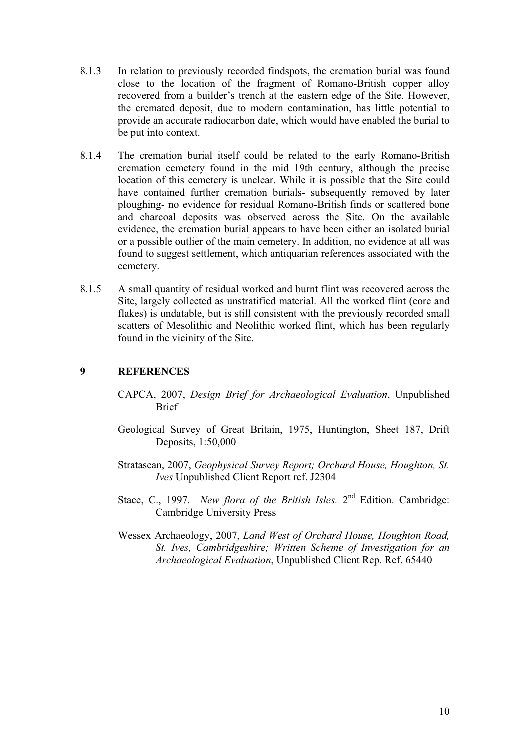8.1.3 In relation to previously recorded findspots, the cremation burial was found close to the location of the fragment of Romano-British copper alloy recovered from a builder's trench at the eastern edge of the Site. However, the cremated deposit, due to modern contamination, has little potential to provide an accurate radiocarbon date, which would have enabled the burial to be put into context.

8.1.4 The cremation burial itself could be related to the early Romano-British cremation cemetery found in the mid 19th century, although the precise location of this cemetery is unclear. While it is possible that the Site could have contained further cremation burials- subsequently removed by later ploughing- no evidence for residual Romano-British finds or scattered bone and charcoal deposits was observed across the Site. On the available evidence, the cremation burial appears to have been either an isolated burial or a possible outlier of the main cemetery. In addition, no evidence at all was found to suggest settlement, which antiquarian references associated with the cemetery.

8.1.5 A small quantity of residual worked and burnt flint was recovered across the Site, largely collected as unstratified material. All the worked flint (core and flakes) is undatable, but is still consistent with the previously recorded small scatters of Mesolithic and Neolithic worked flint, which has been regularly found in the vicinity of the Site.

## 9 REFERENCES

CAPCA, 2007, *Design Brief for Archaeological Evaluation*, Unpublished Brief

Geological Survey of Great Britain, 1975, Huntington, Sheet 187, Drift Deposits, 1:50,000

Stratascan, 2007, *Geophysical Survey Report; Orchard House, Houghton, St. Ives* Unpublished Client Report ref. J2304

Stace, C., 1997. *New flora of the British Isles.* 2nd Edition. Cambridge: Cambridge University Press

Wessex Archaeology, 2007, *Land West of Orchard House, Houghton Road, St. Ives, Cambridgeshire; Written Scheme of Investigation for an Archaeological Evaluation*, Unpublished Client Rep. Ref. 65440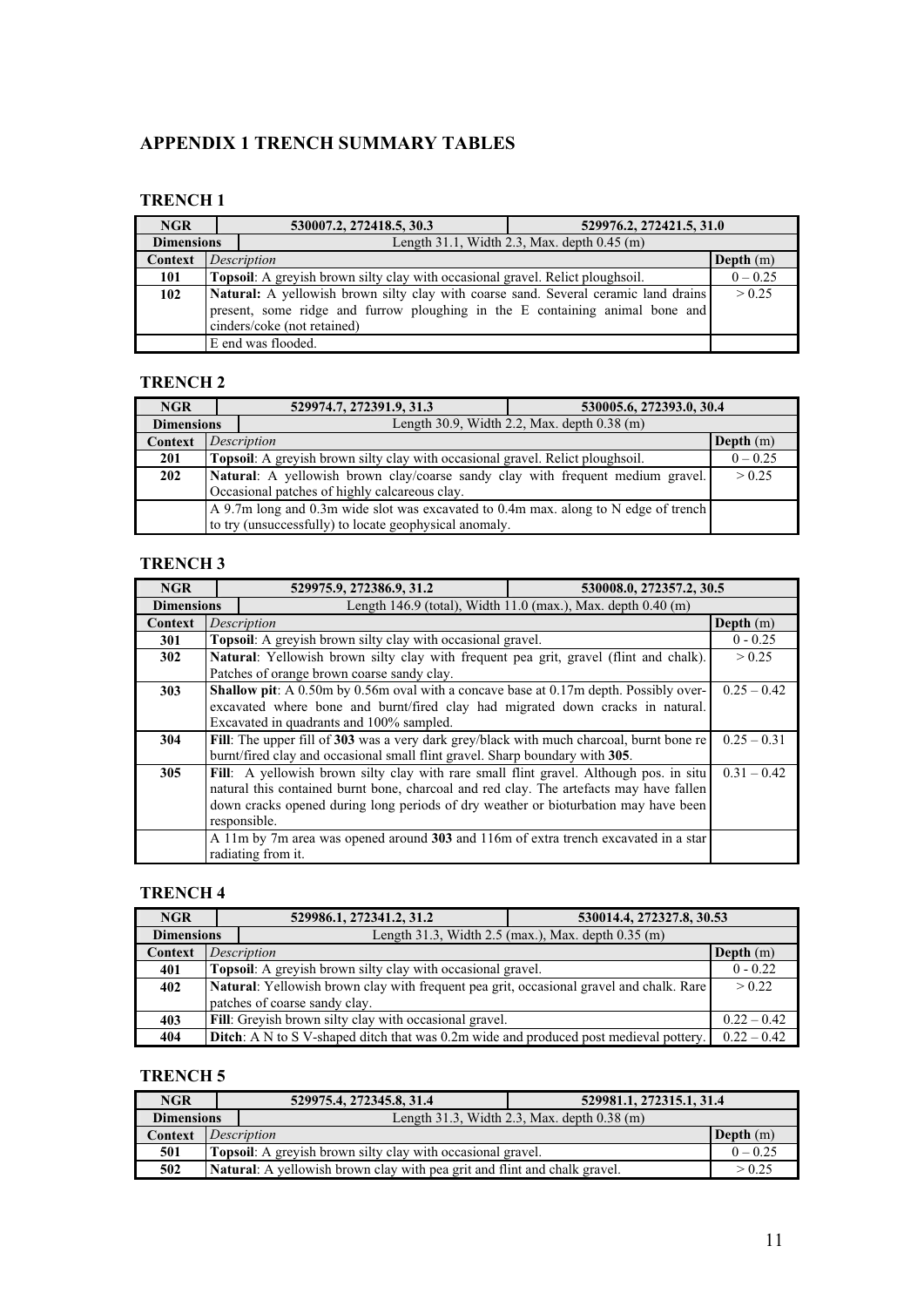## APPENDIX 1 TRENCH SUMMARY TABLES

### TRENCH 1

| NGR | 530007.2, 272418.5, 30.3 | 529976.2, 272421.5, 31.0 |
|---|---|---|
| **Dimensions** | Length 31.1, Width 2.3, Max. depth 0.45 (m) | |
| **Context** | *Description* | **Depth** (m) |
| **101** | **Topsoil**: A greyish brown silty clay with occasional gravel. Relict ploughsoil. | 0 – 0.25 |
| **102** | **Natural:** A yellowish brown silty clay with coarse sand. Several ceramic land drains present, some ridge and furrow ploughing in the E containing animal bone and cinders/coke (not retained) | > 0.25 |
| | E end was flooded. | |

### TRENCH 2

| NGR | 529974.7, 272391.9, 31.3 | 530005.6, 272393.0, 30.4 |
|---|---|---|
| **Dimensions** | Length 30.9, Width 2.2, Max. depth 0.38 (m) | |
| **Context** | *Description* | **Depth** (m) |
| **201** | **Topsoil**: A greyish brown silty clay with occasional gravel. Relict ploughsoil. | 0 – 0.25 |
| **202** | **Natural**: A yellowish brown clay/coarse sandy clay with frequent medium gravel. Occasional patches of highly calcareous clay. | > 0.25 |
| | A 9.7m long and 0.3m wide slot was excavated to 0.4m max. along to N edge of trench to try (unsuccessfully) to locate geophysical anomaly. | |

### TRENCH 3

| NGR | 529975.9, 272386.9, 31.2 | 530008.0, 272357.2, 30.5 |
|---|---|---|
| **Dimensions** | Length 146.9 (total), Width 11.0 (max.), Max. depth 0.40 (m) | |
| **Context** | *Description* | **Depth** (m) |
| **301** | **Topsoil**: A greyish brown silty clay with occasional gravel. | 0 - 0.25 |
| **302** | **Natural**: Yellowish brown silty clay with frequent pea grit, gravel (flint and chalk). Patches of orange brown coarse sandy clay. | > 0.25 |
| **303** | **Shallow pit**: A 0.50m by 0.56m oval with a concave base at 0.17m depth. Possibly over-excavated where bone and burnt/fired clay had migrated down cracks in natural. Excavated in quadrants and 100% sampled. | 0.25 – 0.42 |
| **304** | **Fill**: The upper fill of **303** was a very dark grey/black with much charcoal, burnt bone re burnt/fired clay and occasional small flint gravel. Sharp boundary with **305**. | 0.25 – 0.31 |
| **305** | **Fill**: A yellowish brown silty clay with rare small flint gravel. Although pos. in situ natural this contained burnt bone, charcoal and red clay. The artefacts may have fallen down cracks opened during long periods of dry weather or bioturbation may have been responsible. | 0.31 – 0.42 |
| | A 11m by 7m area was opened around **303** and 116m of extra trench excavated in a star radiating from it. | |

### TRENCH 4

| NGR | 529986.1, 272341.2, 31.2 | 530014.4, 272327.8, 30.53 |
|---|---|---|
| **Dimensions** | Length 31.3, Width 2.5 (max.), Max. depth 0.35 (m) | |
| **Context** | *Description* | **Depth** (m) |
| **401** | **Topsoil**: A greyish brown silty clay with occasional gravel. | 0 - 0.22 |
| **402** | **Natural**: Yellowish brown clay with frequent pea grit, occasional gravel and chalk. Rare patches of coarse sandy clay. | > 0.22 |
| **403** | **Fill**: Greyish brown silty clay with occasional gravel. | 0.22 – 0.42 |
| **404** | **Ditch**: A N to S V-shaped ditch that was 0.2m wide and produced post medieval pottery. | 0.22 – 0.42 |

### TRENCH 5

| NGR | 529975.4, 272345.8, 31.4 | 529981.1, 272315.1, 31.4 |
|---|---|---|
| **Dimensions** | Length 31.3, Width 2.3, Max. depth 0.38 (m) | |
| **Context** | *Description* | **Depth** (m) |
| **501** | **Topsoil**: A greyish brown silty clay with occasional gravel. | 0 – 0.25 |
| **502** | **Natural**: A yellowish brown clay with pea grit and flint and chalk gravel. | > 0.25 |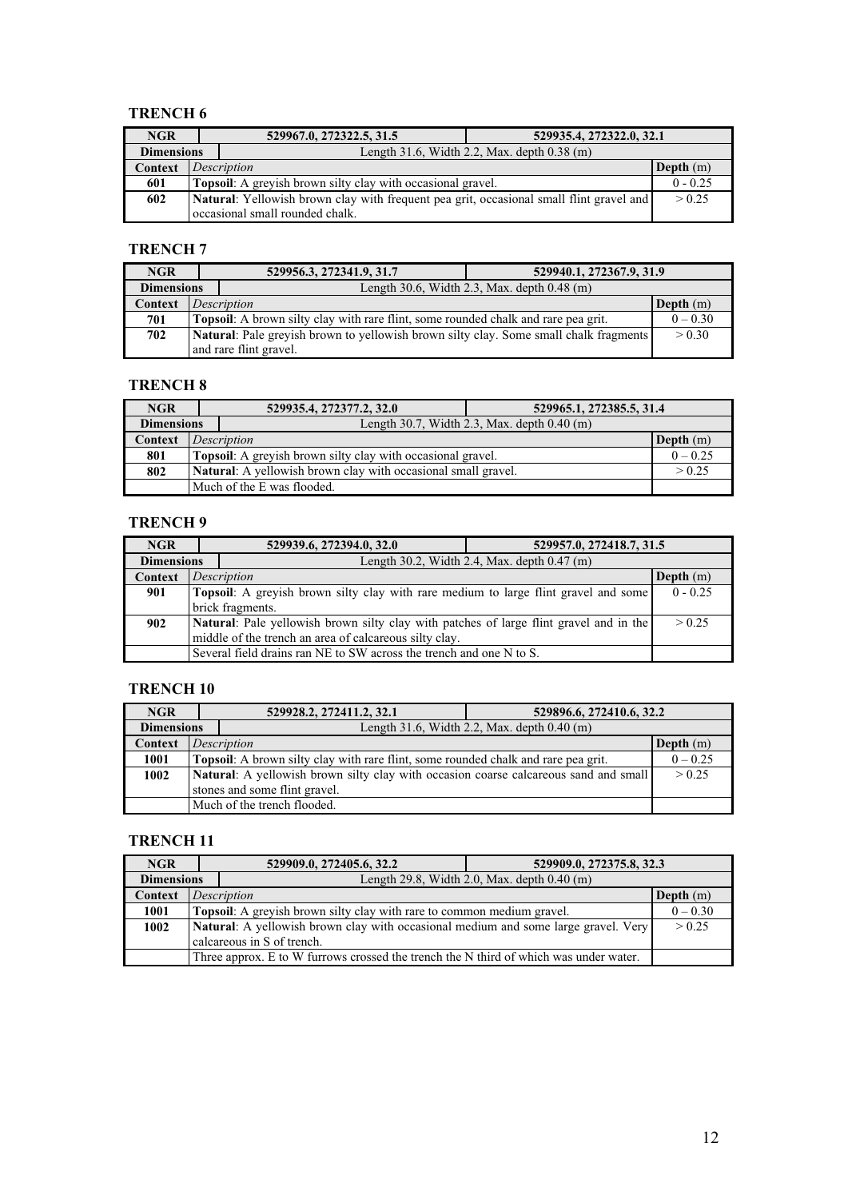## TRENCH 6

| NGR | 529967.0, 272322.5, 31.5 | 529935.4, 272322.0, 32.1 |
|---|---|---|
| **Dimensions** | Length 31.6, Width 2.2, Max. depth 0.38 (m) | |
| **Context** | *Description* | **Depth** (m) |
| **601** | **Topsoil**: A greyish brown silty clay with occasional gravel. | 0 - 0.25 |
| **602** | **Natural**: Yellowish brown clay with frequent pea grit, occasional small flint gravel and occasional small rounded chalk. | > 0.25 |

## TRENCH 7

| NGR | 529956.3, 272341.9, 31.7 | 529940.1, 272367.9, 31.9 |
|---|---|---|
| **Dimensions** | Length 30.6, Width 2.3, Max. depth 0.48 (m) | |
| **Context** | *Description* | **Depth** (m) |
| **701** | **Topsoil**: A brown silty clay with rare flint, some rounded chalk and rare pea grit. | 0 – 0.30 |
| **702** | **Natural**: Pale greyish brown to yellowish brown silty clay. Some small chalk fragments and rare flint gravel. | > 0.30 |

## TRENCH 8

| NGR | 529935.4, 272377.2, 32.0 | 529965.1, 272385.5, 31.4 |
|---|---|---|
| **Dimensions** | Length 30.7, Width 2.3, Max. depth 0.40 (m) | |
| **Context** | *Description* | **Depth** (m) |
| **801** | **Topsoil**: A greyish brown silty clay with occasional gravel. | 0 – 0.25 |
| **802** | **Natural**: A yellowish brown clay with occasional small gravel. | > 0.25 |
| | Much of the E was flooded. | |

## TRENCH 9

| NGR | 529939.6, 272394.0, 32.0 | 529957.0, 272418.7, 31.5 |
|---|---|---|
| **Dimensions** | Length 30.2, Width 2.4, Max. depth 0.47 (m) | |
| **Context** | *Description* | **Depth** (m) |
| **901** | **Topsoil**: A greyish brown silty clay with rare medium to large flint gravel and some brick fragments. | 0 - 0.25 |
| **902** | **Natural**: Pale yellowish brown silty clay with patches of large flint gravel and in the middle of the trench an area of calcareous silty clay. | > 0.25 |
| | Several field drains ran NE to SW across the trench and one N to S. | |

## TRENCH 10

| NGR | 529928.2, 272411.2, 32.1 | 529896.6, 272410.6, 32.2 |
|---|---|---|
| **Dimensions** | Length 31.6, Width 2.2, Max. depth 0.40 (m) | |
| **Context** | *Description* | **Depth** (m) |
| **1001** | **Topsoil**: A brown silty clay with rare flint, some rounded chalk and rare pea grit. | 0 – 0.25 |
| **1002** | **Natural**: A yellowish brown silty clay with occasion coarse calcareous sand and small stones and some flint gravel. | > 0.25 |
| | Much of the trench flooded. | |

## TRENCH 11

| NGR | 529909.0, 272405.6, 32.2 | 529909.0, 272375.8, 32.3 |
|---|---|---|
| **Dimensions** | Length 29.8, Width 2.0, Max. depth 0.40 (m) | |
| **Context** | *Description* | **Depth** (m) |
| **1001** | **Topsoil**: A greyish brown silty clay with rare to common medium gravel. | 0 – 0.30 |
| **1002** | **Natural**: A yellowish brown clay with occasional medium and some large gravel. Very calcareous in S of trench. | > 0.25 |
| | Three approx. E to W furrows crossed the trench the N third of which was under water. | |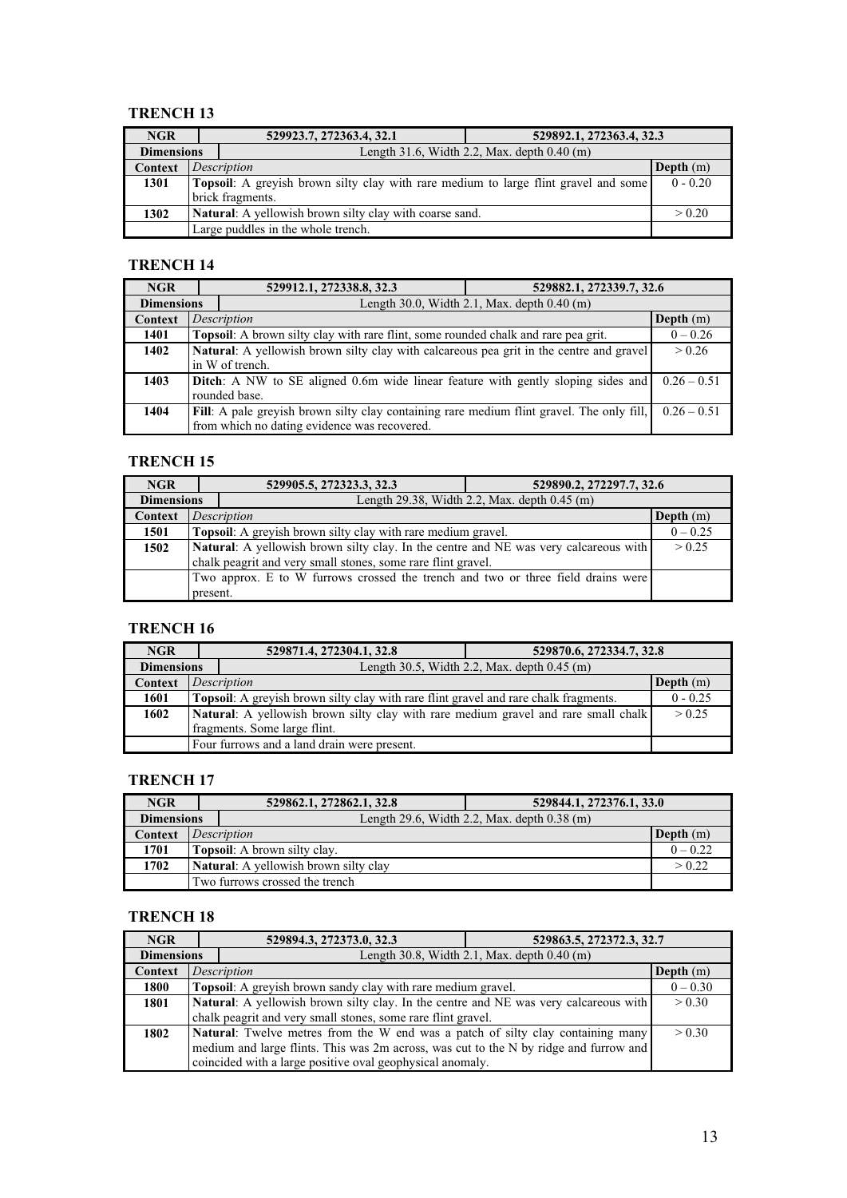## TRENCH 13

| NGR | 529923.7, 272363.4, 32.1 | 529892.1, 272363.4, 32.3 |
|---|---|---|
| **Dimensions** | Length 31.6, Width 2.2, Max. depth 0.40 (m) | |
| **Context** | *Description* | **Depth** (m) |
| **1301** | **Topsoil**: A greyish brown silty clay with rare medium to large flint gravel and some brick fragments. | 0 - 0.20 |
| **1302** | **Natural**: A yellowish brown silty clay with coarse sand. | > 0.20 |
| | Large puddles in the whole trench. | |

## TRENCH 14

| NGR | 529912.1, 272338.8, 32.3 | 529882.1, 272339.7, 32.6 |
|---|---|---|
| **Dimensions** | Length 30.0, Width 2.1, Max. depth 0.40 (m) | |
| **Context** | *Description* | **Depth** (m) |
| **1401** | **Topsoil**: A brown silty clay with rare flint, some rounded chalk and rare pea grit. | 0 – 0.26 |
| **1402** | **Natural**: A yellowish brown silty clay with calcareous pea grit in the centre and gravel in W of trench. | > 0.26 |
| **1403** | **Ditch**: A NW to SE aligned 0.6m wide linear feature with gently sloping sides and rounded base. | 0.26 – 0.51 |
| **1404** | **Fill**: A pale greyish brown silty clay containing rare medium flint gravel. The only fill, from which no dating evidence was recovered. | 0.26 – 0.51 |

## TRENCH 15

| NGR | 529905.5, 272323.3, 32.3 | 529890.2, 272297.7, 32.6 |
|---|---|---|
| **Dimensions** | Length 29.38, Width 2.2, Max. depth 0.45 (m) | |
| **Context** | *Description* | **Depth** (m) |
| **1501** | **Topsoil**: A greyish brown silty clay with rare medium gravel. | 0 – 0.25 |
| **1502** | **Natural**: A yellowish brown silty clay. In the centre and NE was very calcareous with chalk peagrit and very small stones, some rare flint gravel. | > 0.25 |
| | Two approx. E to W furrows crossed the trench and two or three field drains were present. | |

## TRENCH 16

| NGR | 529871.4, 272304.1, 32.8 | 529870.6, 272334.7, 32.8 |
|---|---|---|
| **Dimensions** | Length 30.5, Width 2.2, Max. depth 0.45 (m) | |
| **Context** | *Description* | **Depth** (m) |
| **1601** | **Topsoil**: A greyish brown silty clay with rare flint gravel and rare chalk fragments. | 0 - 0.25 |
| **1602** | **Natural**: A yellowish brown silty clay with rare medium gravel and rare small chalk fragments. Some large flint. | > 0.25 |
| | Four furrows and a land drain were present. | |

## TRENCH 17

| NGR | 529862.1, 272862.1, 32.8 | 529844.1, 272376.1, 33.0 |
|---|---|---|
| **Dimensions** | Length 29.6, Width 2.2, Max. depth 0.38 (m) | |
| **Context** | *Description* | **Depth** (m) |
| **1701** | **Topsoil**: A brown silty clay. | 0 – 0.22 |
| **1702** | **Natural**: A yellowish brown silty clay | > 0.22 |
| | Two furrows crossed the trench | |

## TRENCH 18

| NGR | 529894.3, 272373.0, 32.3 | 529863.5, 272372.3, 32.7 |
|---|---|---|
| **Dimensions** | Length 30.8, Width 2.1, Max. depth 0.40 (m) | |
| **Context** | *Description* | **Depth** (m) |
| **1800** | **Topsoil**: A greyish brown sandy clay with rare medium gravel. | 0 – 0.30 |
| **1801** | **Natural**: A yellowish brown silty clay. In the centre and NE was very calcareous with chalk peagrit and very small stones, some rare flint gravel. | > 0.30 |
| **1802** | **Natural**: Twelve metres from the W end was a patch of silty clay containing many medium and large flints. This was 2m across, was cut to the N by ridge and furrow and coincided with a large positive oval geophysical anomaly. | > 0.30 |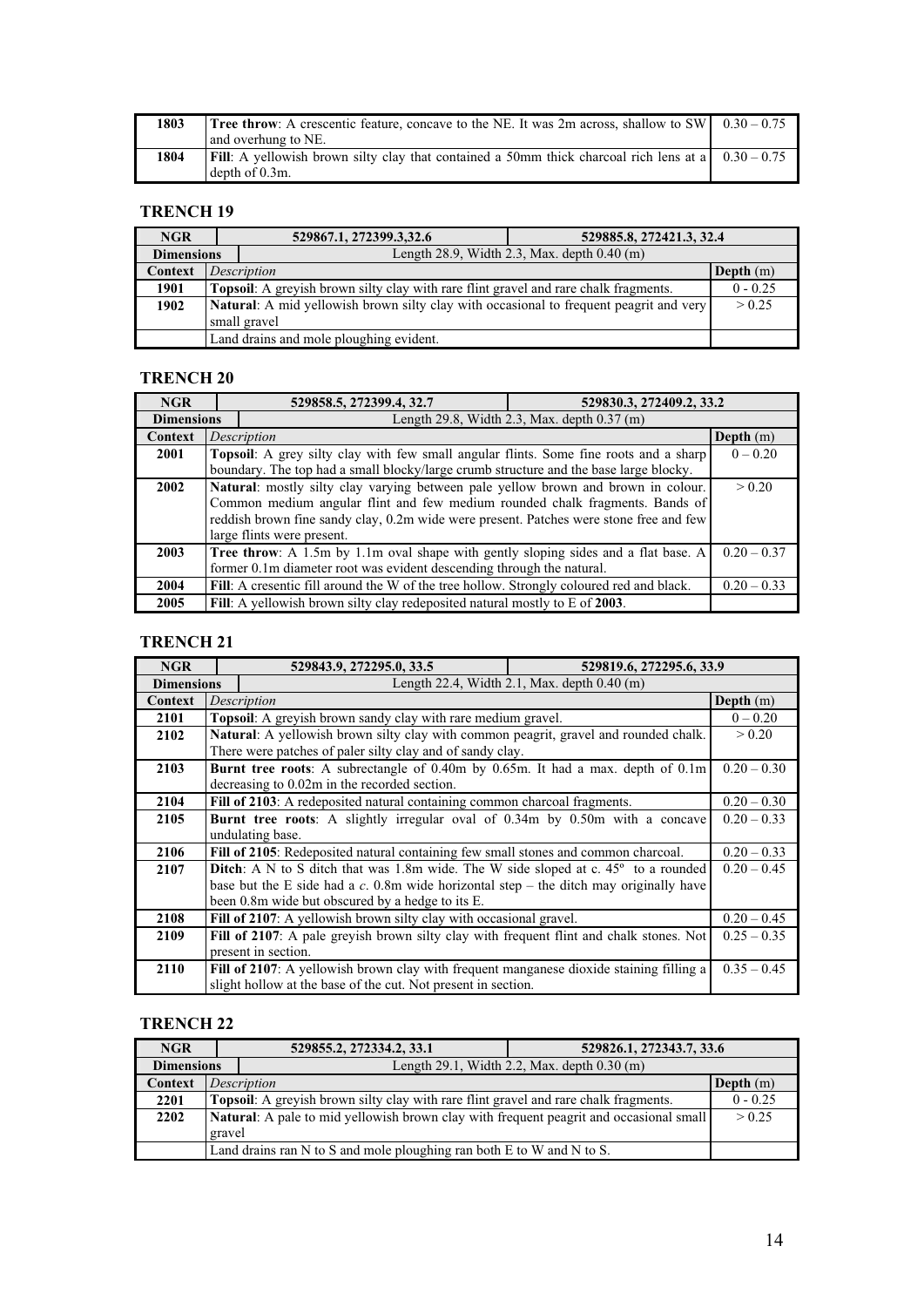| | | |
|---|---|---|
| **1803** | **Tree throw**: A crescentic feature, concave to the NE. It was 2m across, shallow to SW and overhung to NE. | 0.30 – 0.75 |
| **1804** | **Fill**: A yellowish brown silty clay that contained a 50mm thick charcoal rich lens at a depth of 0.3m. | 0.30 – 0.75 |

### TRENCH 19

| **NGR** | 529867.1, 272399.3,32.6 | 529885.8, 272421.3, 32.4 |
|---|---|---|
| **Dimensions** | Length 28.9, Width 2.3, Max. depth 0.40 (m) | |
| **Context** | *Description* | **Depth** (m) |
| **1901** | **Topsoil**: A greyish brown silty clay with rare flint gravel and rare chalk fragments. | 0 - 0.25 |
| **1902** | **Natural**: A mid yellowish brown silty clay with occasional to frequent peagrit and very small gravel | > 0.25 |
| | Land drains and mole ploughing evident. | |

### TRENCH 20

| **NGR** | 529858.5, 272399.4, 32.7 | 529830.3, 272409.2, 33.2 |
|---|---|---|
| **Dimensions** | Length 29.8, Width 2.3, Max. depth 0.37 (m) | |
| **Context** | *Description* | **Depth** (m) |
| **2001** | **Topsoil**: A grey silty clay with few small angular flints. Some fine roots and a sharp boundary. The top had a small blocky/large crumb structure and the base large blocky. | 0 – 0.20 |
| **2002** | **Natural**: mostly silty clay varying between pale yellow brown and brown in colour. Common medium angular flint and few medium rounded chalk fragments. Bands of reddish brown fine sandy clay, 0.2m wide were present. Patches were stone free and few large flints were present. | > 0.20 |
| **2003** | **Tree throw**: A 1.5m by 1.1m oval shape with gently sloping sides and a flat base. A former 0.1m diameter root was evident descending through the natural. | 0.20 – 0.37 |
| **2004** | **Fill**: A cresentic fill around the W of the tree hollow. Strongly coloured red and black. | 0.20 – 0.33 |
| **2005** | **Fill**: A yellowish brown silty clay redeposited natural mostly to E of **2003**. | |

### TRENCH 21

| **NGR** | 529843.9, 272295.0, 33.5 | 529819.6, 272295.6, 33.9 |
|---|---|---|
| **Dimensions** | Length 22.4, Width 2.1, Max. depth 0.40 (m) | |
| **Context** | *Description* | **Depth** (m) |
| **2101** | **Topsoil**: A greyish brown sandy clay with rare medium gravel. | 0 – 0.20 |
| **2102** | **Natural**: A yellowish brown silty clay with common peagrit, gravel and rounded chalk. There were patches of paler silty clay and of sandy clay. | > 0.20 |
| **2103** | **Burnt tree roots**: A subrectangle of 0.40m by 0.65m. It had a max. depth of 0.1m decreasing to 0.02m in the recorded section. | 0.20 – 0.30 |
| **2104** | **Fill of 2103**: A redeposited natural containing common charcoal fragments. | 0.20 – 0.30 |
| **2105** | **Burnt tree roots**: A slightly irregular oval of 0.34m by 0.50m with a concave undulating base. | 0.20 – 0.33 |
| **2106** | **Fill of 2105**: Redeposited natural containing few small stones and common charcoal. | 0.20 – 0.33 |
| **2107** | **Ditch**: A N to S ditch that was 1.8m wide. The W side sloped at c. 45º to a rounded base but the E side had a *c*. 0.8m wide horizontal step – the ditch may originally have been 0.8m wide but obscured by a hedge to its E. | 0.20 – 0.45 |
| **2108** | **Fill of 2107**: A yellowish brown silty clay with occasional gravel. | 0.20 – 0.45 |
| **2109** | **Fill of 2107**: A pale greyish brown silty clay with frequent flint and chalk stones. Not present in section. | 0.25 – 0.35 |
| **2110** | **Fill of 2107**: A yellowish brown clay with frequent manganese dioxide staining filling a slight hollow at the base of the cut. Not present in section. | 0.35 – 0.45 |

### TRENCH 22

| **NGR** | 529855.2, 272334.2, 33.1 | 529826.1, 272343.7, 33.6 |
|---|---|---|
| **Dimensions** | Length 29.1, Width 2.2, Max. depth 0.30 (m) | |
| **Context** | *Description* | **Depth** (m) |
| **2201** | **Topsoil**: A greyish brown silty clay with rare flint gravel and rare chalk fragments. | 0 - 0.25 |
| **2202** | **Natural**: A pale to mid yellowish brown clay with frequent peagrit and occasional small gravel | > 0.25 |
| | Land drains ran N to S and mole ploughing ran both E to W and N to S. | |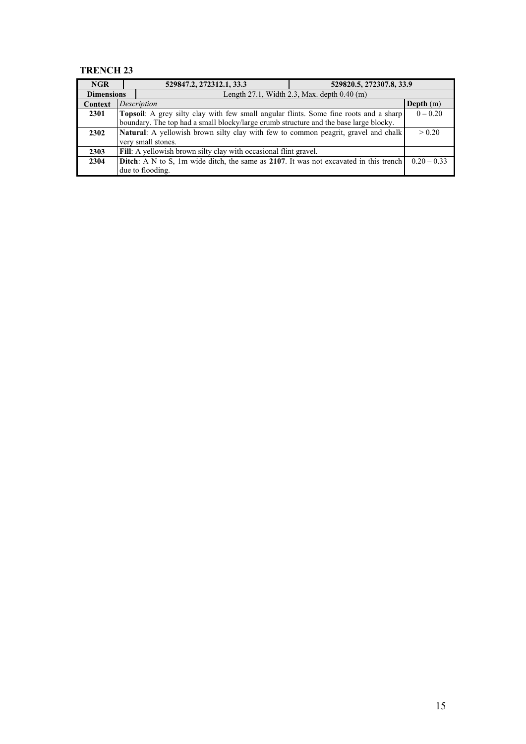## TRENCH 23

| NGR | 529847.2, 272312.1, 33.3 | 529820.5, 272307.8, 33.9 | |
|---|---|---|---|
| **Dimensions** | Length 27.1, Width 2.3, Max. depth 0.40 (m) | | |
| **Context** | *Description* | | **Depth** (m) |
| **2301** | **Topsoil**: A grey silty clay with few small angular flints. Some fine roots and a sharp boundary. The top had a small blocky/large crumb structure and the base large blocky. | | 0 – 0.20 |
| **2302** | **Natural**: A yellowish brown silty clay with few to common peagrit, gravel and chalk very small stones. | | > 0.20 |
| **2303** | **Fill**: A yellowish brown silty clay with occasional flint gravel. | | |
| **2304** | **Ditch**: A N to S, 1m wide ditch, the same as **2107**. It was not excavated in this trench due to flooding. | | 0.20 – 0.33 |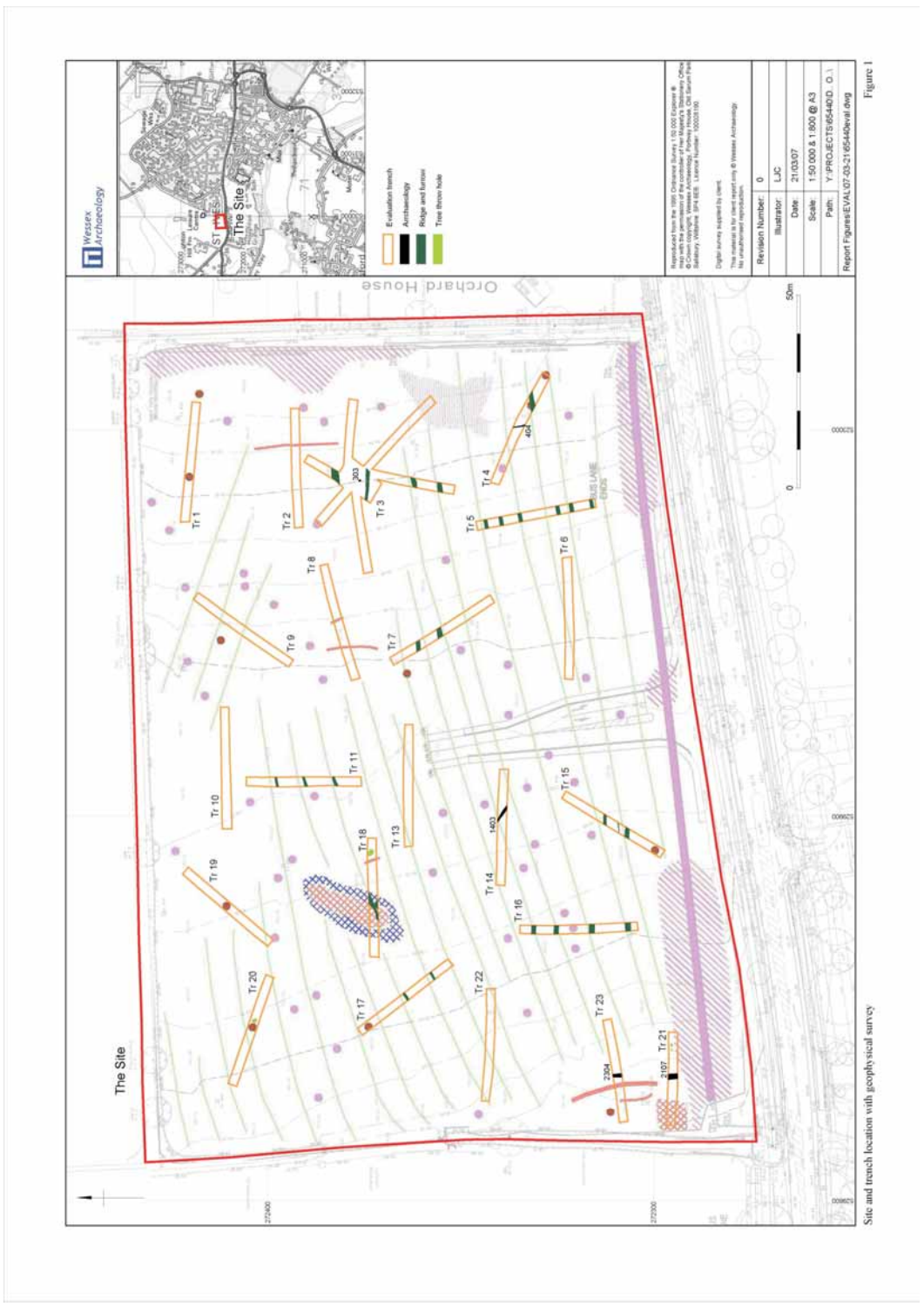Wessex Archaeology

The Site

- Evaluation trench
- Archaeology
- Ridge and furrow
- Tree throw hole

Reproduced from the 1995 Ordnance Survey 1:50 000 Explorer® map with the permission of the controller of Her Majesty's Stationery Office © Crown copyright, Wessex Archaeology, Portway House, Old Sarum Park, Salisbury, Wiltshire SP4 6EB. Licence Number: 100020190

Digital survey supplied by client.

This material is for client report only © Wessex Archaeology. No unauthorised reproduction.

| | |
|---|---|
| Revision Number: | 0 |
| Illustrator: | LJC |
| Date: | 21/03/07 |
| Scale: | 1:50 000 & 1:800 @ A3 |
| Path: | Y:\PROJECTS\65440\D...O...\ |

Report Figures\EVAL\07-03-21\65440eval.dwg

Site and trench location with geophysical survey

Figure 1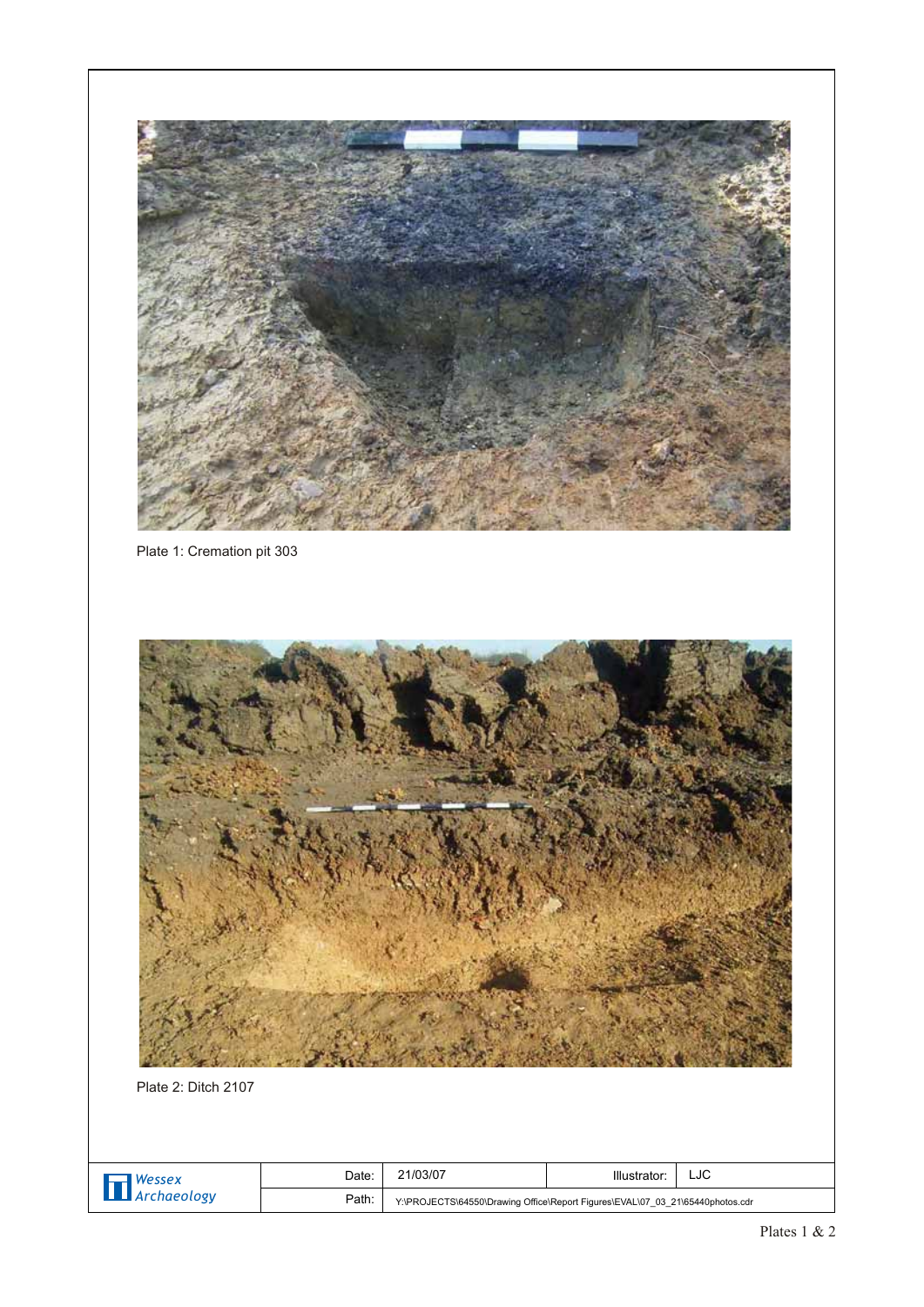Plate 1: Cremation pit 303

Plate 2: Ditch 2107

| | | | | |
|---|---|---|---|---|
| Wessex Archaeology | Date: | 21/03/07 | Illustrator: | LJC |
| | Path: | Y:\PROJECTS\64550\Drawing Office\Report Figures\EVAL\07_03_21\65440photos.cdr | | |

Plates 1 & 2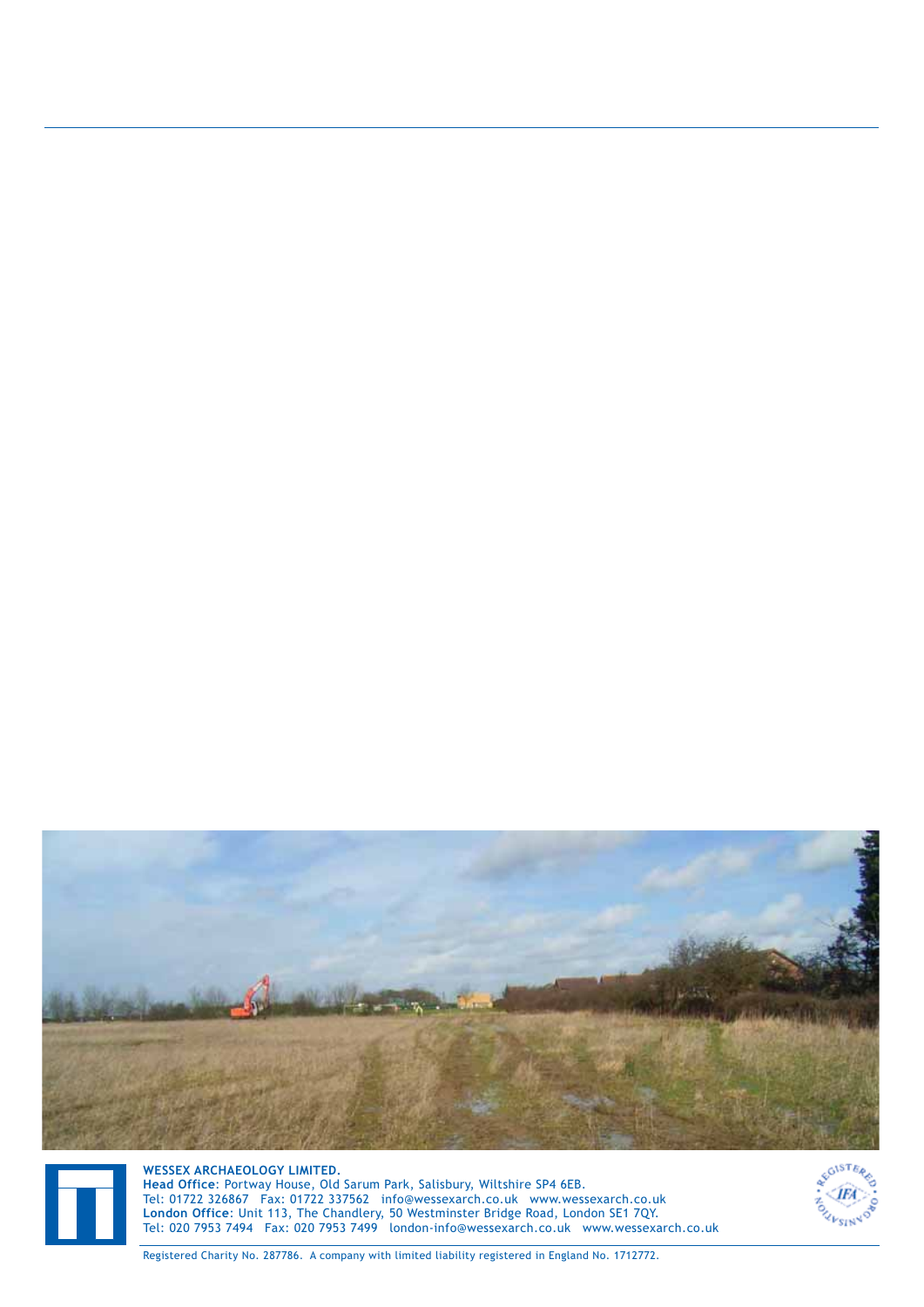**WESSEX ARCHAEOLOGY LIMITED.**
**Head Office**: Portway House, Old Sarum Park, Salisbury, Wiltshire SP4 6EB.
Tel: 01722 326867 Fax: 01722 337562 info@wessexarch.co.uk www.wessexarch.co.uk
**London Office**: Unit 113, The Chandlery, 50 Westminster Bridge Road, London SE1 7QY.
Tel: 020 7953 7494 Fax: 020 7953 7499 london-info@wessexarch.co.uk www.wessexarch.co.uk

Registered Charity No. 287786. A company with limited liability registered in England No. 1712772.